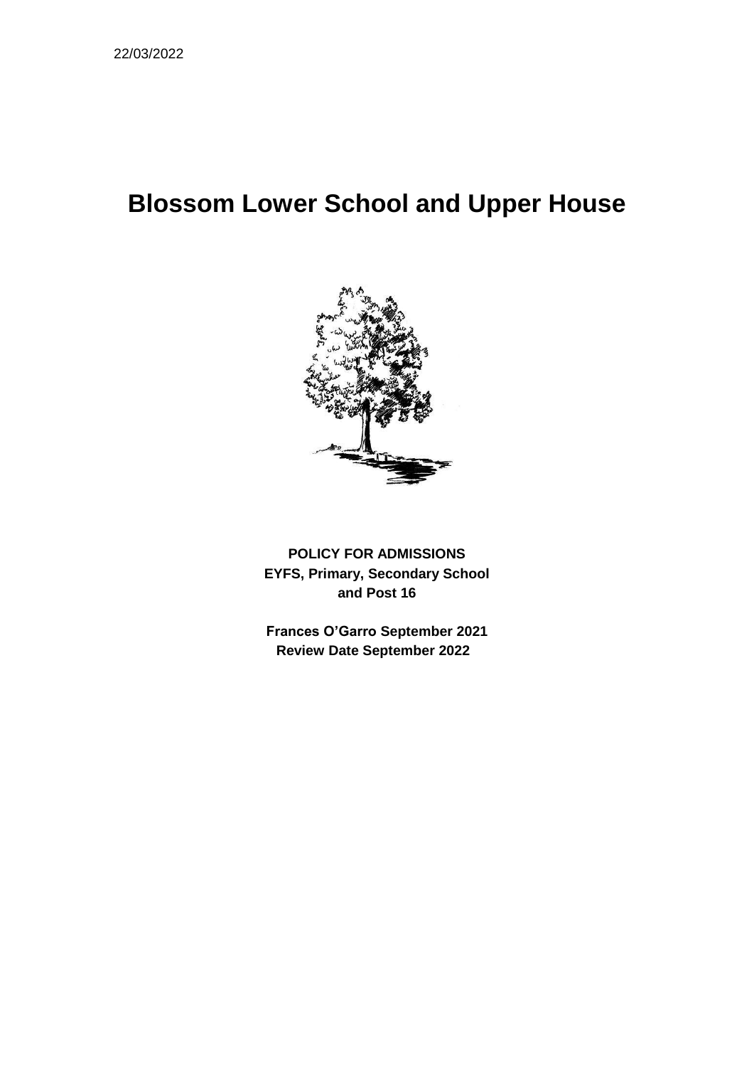22/03/2022

# Blossom Lower School and Upper House

**POLICY FOR ADMISSIONS**
**EYFS, Primary, Secondary School**
**and Post 16**

**Frances O'Garro September 2021**
**Review Date September 2022**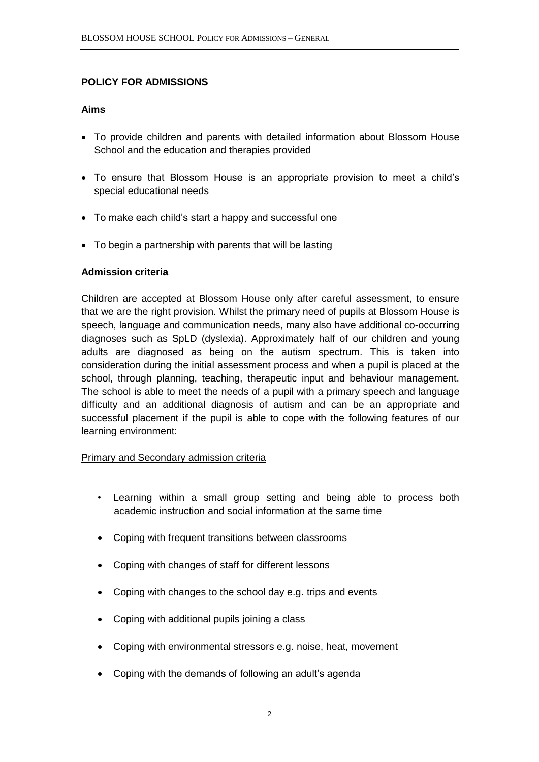**POLICY FOR ADMISSIONS**

**Aims**

- To provide children and parents with detailed information about Blossom House School and the education and therapies provided
- To ensure that Blossom House is an appropriate provision to meet a child's special educational needs
- To make each child's start a happy and successful one
- To begin a partnership with parents that will be lasting

**Admission criteria**

Children are accepted at Blossom House only after careful assessment, to ensure that we are the right provision. Whilst the primary need of pupils at Blossom House is speech, language and communication needs, many also have additional co-occurring diagnoses such as SpLD (dyslexia). Approximately half of our children and young adults are diagnosed as being on the autism spectrum. This is taken into consideration during the initial assessment process and when a pupil is placed at the school, through planning, teaching, therapeutic input and behaviour management. The school is able to meet the needs of a pupil with a primary speech and language difficulty and an additional diagnosis of autism and can be an appropriate and successful placement if the pupil is able to cope with the following features of our learning environment:

<u>Primary and Secondary admission criteria</u>

- Learning within a small group setting and being able to process both academic instruction and social information at the same time
- Coping with frequent transitions between classrooms
- Coping with changes of staff for different lessons
- Coping with changes to the school day e.g. trips and events
- Coping with additional pupils joining a class
- Coping with environmental stressors e.g. noise, heat, movement
- Coping with the demands of following an adult's agenda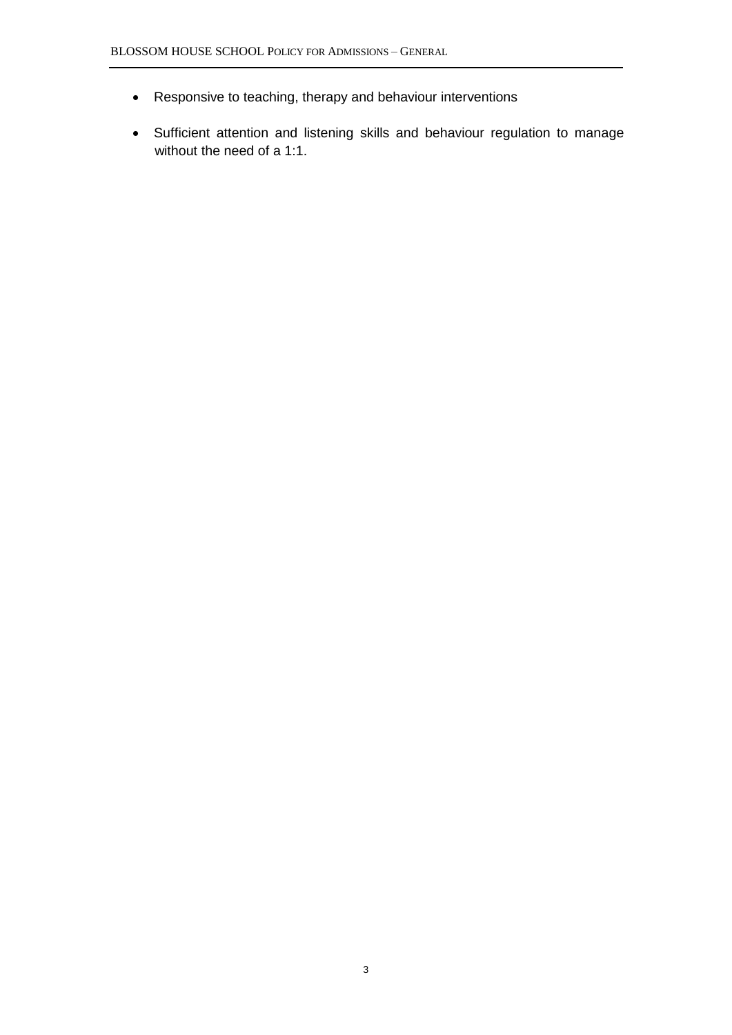- Responsive to teaching, therapy and behaviour interventions
- Sufficient attention and listening skills and behaviour regulation to manage without the need of a 1:1.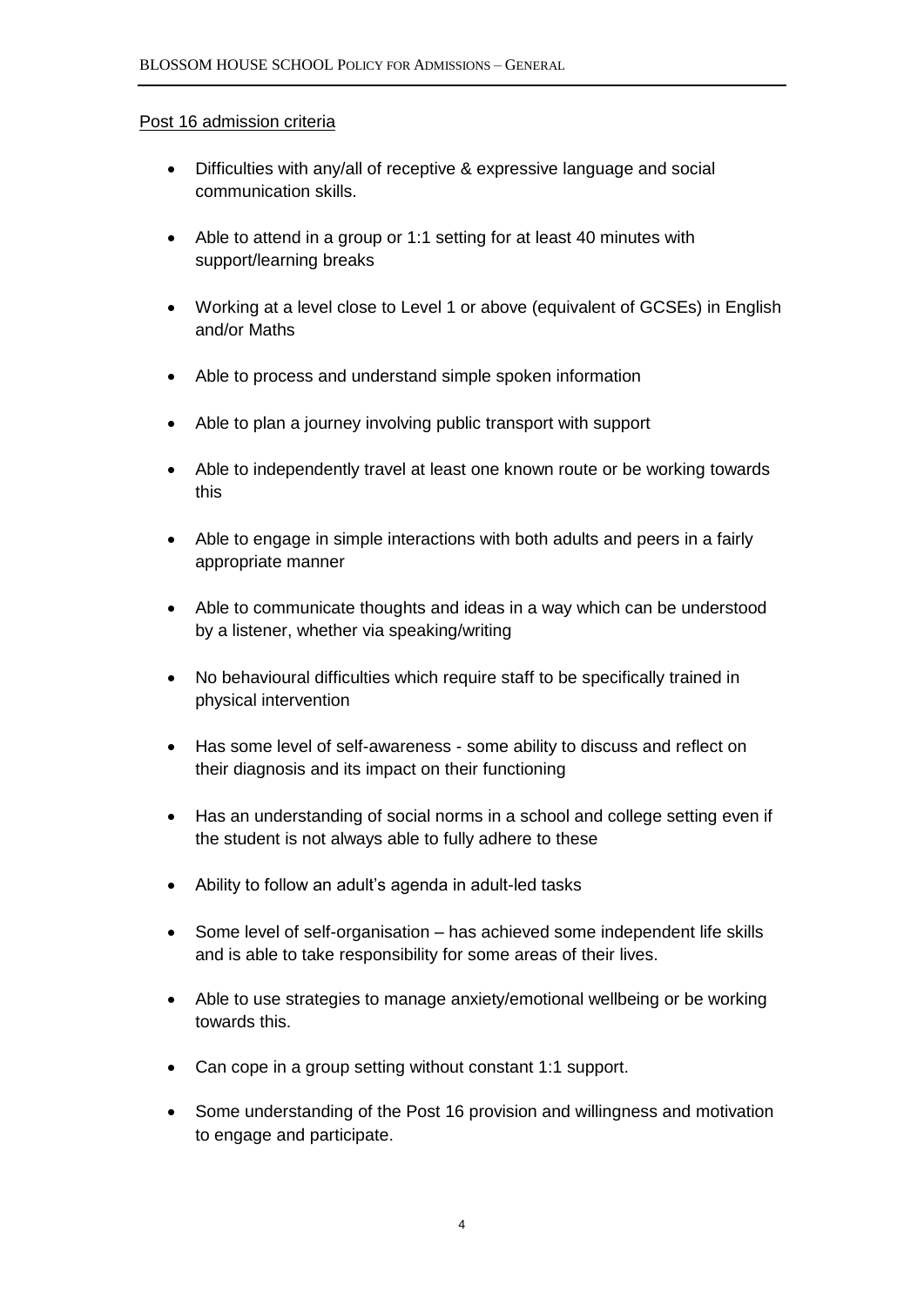Post 16 admission criteria

- Difficulties with any/all of receptive & expressive language and social communication skills.
- Able to attend in a group or 1:1 setting for at least 40 minutes with support/learning breaks
- Working at a level close to Level 1 or above (equivalent of GCSEs) in English and/or Maths
- Able to process and understand simple spoken information
- Able to plan a journey involving public transport with support
- Able to independently travel at least one known route or be working towards this
- Able to engage in simple interactions with both adults and peers in a fairly appropriate manner
- Able to communicate thoughts and ideas in a way which can be understood by a listener, whether via speaking/writing
- No behavioural difficulties which require staff to be specifically trained in physical intervention
- Has some level of self-awareness - some ability to discuss and reflect on their diagnosis and its impact on their functioning
- Has an understanding of social norms in a school and college setting even if the student is not always able to fully adhere to these
- Ability to follow an adult's agenda in adult-led tasks
- Some level of self-organisation – has achieved some independent life skills and is able to take responsibility for some areas of their lives.
- Able to use strategies to manage anxiety/emotional wellbeing or be working towards this.
- Can cope in a group setting without constant 1:1 support.
- Some understanding of the Post 16 provision and willingness and motivation to engage and participate.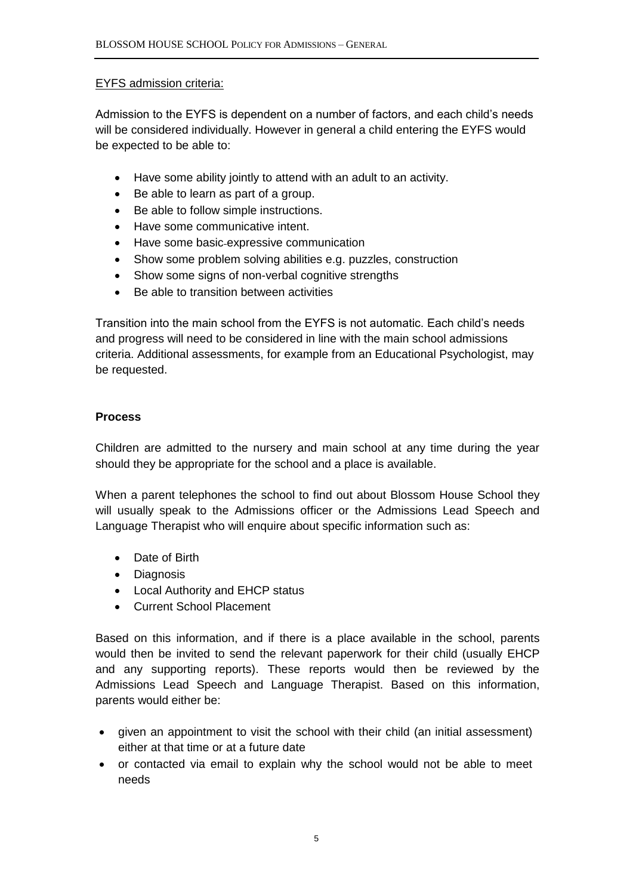EYFS admission criteria:

Admission to the EYFS is dependent on a number of factors, and each child's needs will be considered individually. However in general a child entering the EYFS would be expected to be able to:

- Have some ability jointly to attend with an adult to an activity.
- Be able to learn as part of a group.
- Be able to follow simple instructions.
- Have some communicative intent.
- Have some basic expressive communication
- Show some problem solving abilities e.g. puzzles, construction
- Show some signs of non-verbal cognitive strengths
- Be able to transition between activities

Transition into the main school from the EYFS is not automatic. Each child's needs and progress will need to be considered in line with the main school admissions criteria. Additional assessments, for example from an Educational Psychologist, may be requested.

**Process**

Children are admitted to the nursery and main school at any time during the year should they be appropriate for the school and a place is available.

When a parent telephones the school to find out about Blossom House School they will usually speak to the Admissions officer or the Admissions Lead Speech and Language Therapist who will enquire about specific information such as:

- Date of Birth
- Diagnosis
- Local Authority and EHCP status
- Current School Placement

Based on this information, and if there is a place available in the school, parents would then be invited to send the relevant paperwork for their child (usually EHCP and any supporting reports). These reports would then be reviewed by the Admissions Lead Speech and Language Therapist. Based on this information, parents would either be:

- given an appointment to visit the school with their child (an initial assessment) either at that time or at a future date
- or contacted via email to explain why the school would not be able to meet needs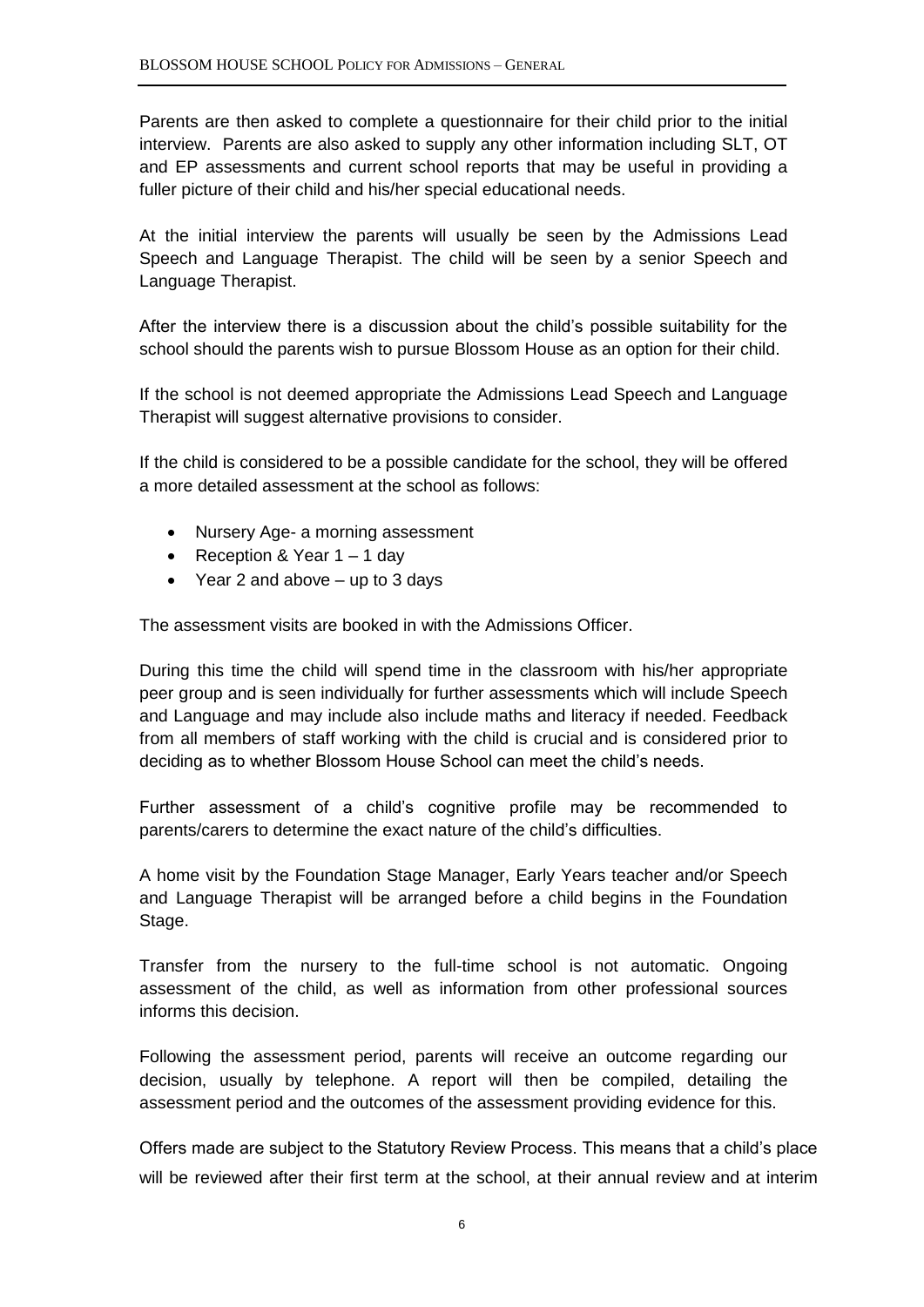Parents are then asked to complete a questionnaire for their child prior to the initial interview. Parents are also asked to supply any other information including SLT, OT and EP assessments and current school reports that may be useful in providing a fuller picture of their child and his/her special educational needs.

At the initial interview the parents will usually be seen by the Admissions Lead Speech and Language Therapist. The child will be seen by a senior Speech and Language Therapist.

After the interview there is a discussion about the child's possible suitability for the school should the parents wish to pursue Blossom House as an option for their child.

If the school is not deemed appropriate the Admissions Lead Speech and Language Therapist will suggest alternative provisions to consider.

If the child is considered to be a possible candidate for the school, they will be offered a more detailed assessment at the school as follows:

- Nursery Age- a morning assessment
- Reception & Year 1 – 1 day
- Year 2 and above – up to 3 days

The assessment visits are booked in with the Admissions Officer.

During this time the child will spend time in the classroom with his/her appropriate peer group and is seen individually for further assessments which will include Speech and Language and may include also include maths and literacy if needed. Feedback from all members of staff working with the child is crucial and is considered prior to deciding as to whether Blossom House School can meet the child's needs.

Further assessment of a child's cognitive profile may be recommended to parents/carers to determine the exact nature of the child's difficulties.

A home visit by the Foundation Stage Manager, Early Years teacher and/or Speech and Language Therapist will be arranged before a child begins in the Foundation Stage.

Transfer from the nursery to the full-time school is not automatic. Ongoing assessment of the child, as well as information from other professional sources informs this decision.

Following the assessment period, parents will receive an outcome regarding our decision, usually by telephone. A report will then be compiled, detailing the assessment period and the outcomes of the assessment providing evidence for this.

Offers made are subject to the Statutory Review Process. This means that a child's place will be reviewed after their first term at the school, at their annual review and at interim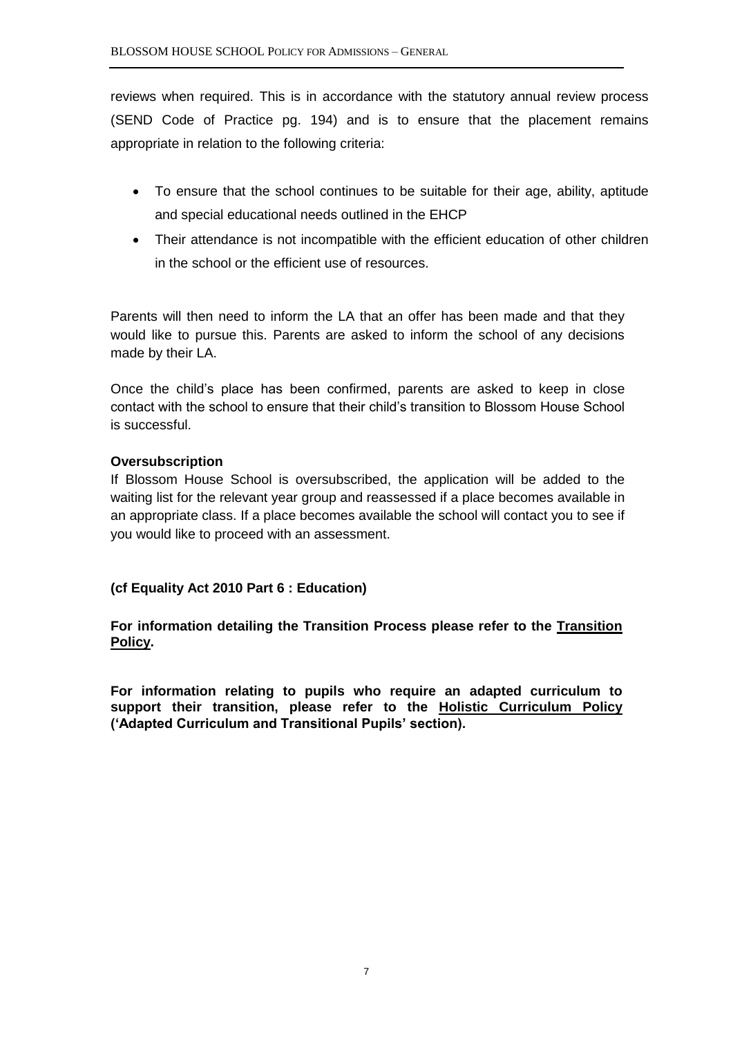reviews when required. This is in accordance with the statutory annual review process (SEND Code of Practice pg. 194) and is to ensure that the placement remains appropriate in relation to the following criteria:

- To ensure that the school continues to be suitable for their age, ability, aptitude and special educational needs outlined in the EHCP
- Their attendance is not incompatible with the efficient education of other children in the school or the efficient use of resources.

Parents will then need to inform the LA that an offer has been made and that they would like to pursue this. Parents are asked to inform the school of any decisions made by their LA.

Once the child's place has been confirmed, parents are asked to keep in close contact with the school to ensure that their child's transition to Blossom House School is successful.

**Oversubscription**

If Blossom House School is oversubscribed, the application will be added to the waiting list for the relevant year group and reassessed if a place becomes available in an appropriate class. If a place becomes available the school will contact you to see if you would like to proceed with an assessment.

**(cf Equality Act 2010 Part 6 : Education)**

**For information detailing the Transition Process please refer to the Transition Policy.**

**For information relating to pupils who require an adapted curriculum to support their transition, please refer to the Holistic Curriculum Policy ('Adapted Curriculum and Transitional Pupils' section).**